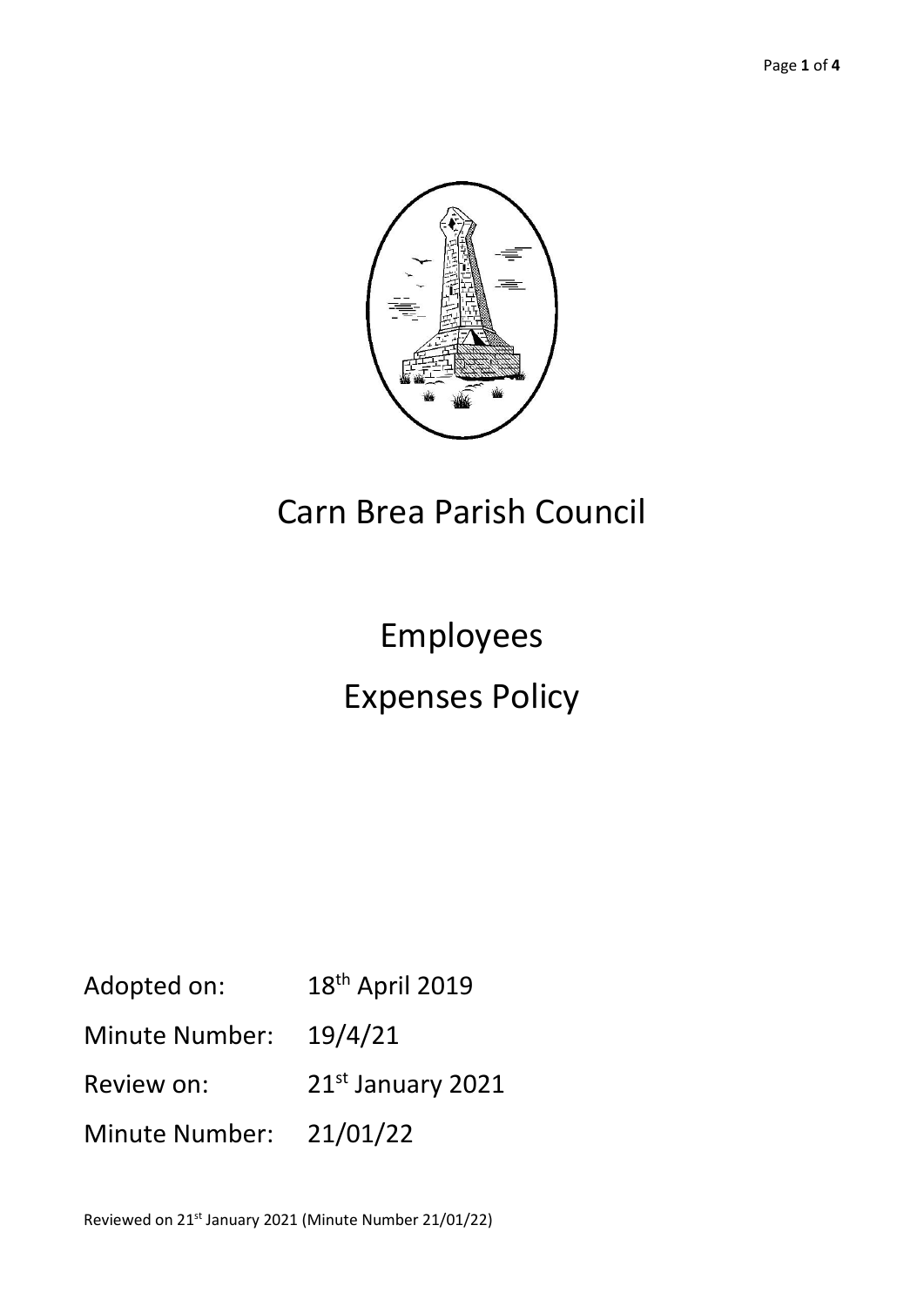# Carn Brea Parish Council

## Employees

## Expenses Policy

Adopted on: 18th April 2019

Minute Number: 19/4/21

Review on: 21st January 2021

Minute Number: 21/01/22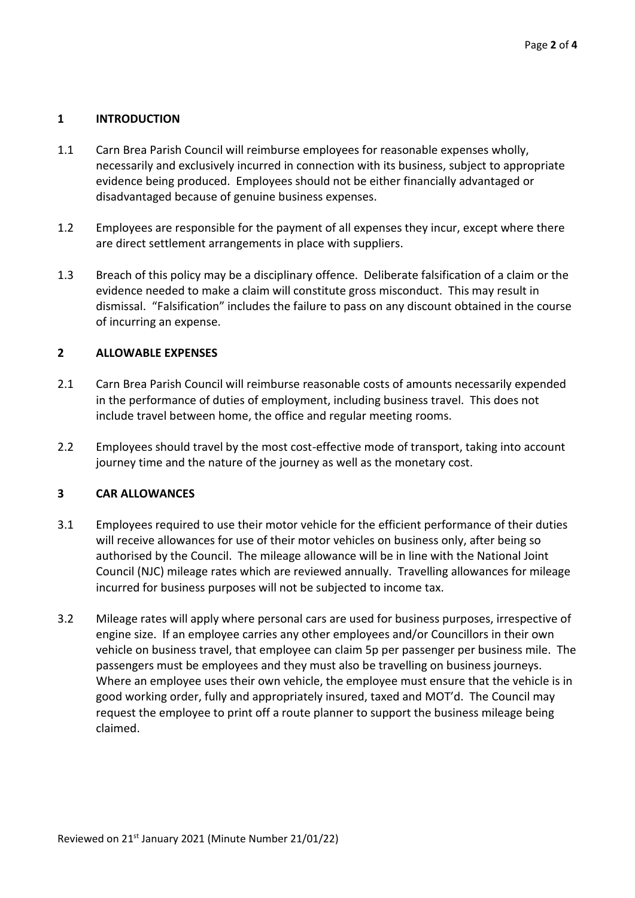## 1 INTRODUCTION

1.1 Carn Brea Parish Council will reimburse employees for reasonable expenses wholly, necessarily and exclusively incurred in connection with its business, subject to appropriate evidence being produced. Employees should not be either financially advantaged or disadvantaged because of genuine business expenses.

1.2 Employees are responsible for the payment of all expenses they incur, except where there are direct settlement arrangements in place with suppliers.

1.3 Breach of this policy may be a disciplinary offence. Deliberate falsification of a claim or the evidence needed to make a claim will constitute gross misconduct. This may result in dismissal. "Falsification" includes the failure to pass on any discount obtained in the course of incurring an expense.

## 2 ALLOWABLE EXPENSES

2.1 Carn Brea Parish Council will reimburse reasonable costs of amounts necessarily expended in the performance of duties of employment, including business travel. This does not include travel between home, the office and regular meeting rooms.

2.2 Employees should travel by the most cost-effective mode of transport, taking into account journey time and the nature of the journey as well as the monetary cost.

## 3 CAR ALLOWANCES

3.1 Employees required to use their motor vehicle for the efficient performance of their duties will receive allowances for use of their motor vehicles on business only, after being so authorised by the Council. The mileage allowance will be in line with the National Joint Council (NJC) mileage rates which are reviewed annually. Travelling allowances for mileage incurred for business purposes will not be subjected to income tax.

3.2 Mileage rates will apply where personal cars are used for business purposes, irrespective of engine size. If an employee carries any other employees and/or Councillors in their own vehicle on business travel, that employee can claim 5p per passenger per business mile. The passengers must be employees and they must also be travelling on business journeys. Where an employee uses their own vehicle, the employee must ensure that the vehicle is in good working order, fully and appropriately insured, taxed and MOT'd. The Council may request the employee to print off a route planner to support the business mileage being claimed.

Reviewed on 21st January 2021 (Minute Number 21/01/22)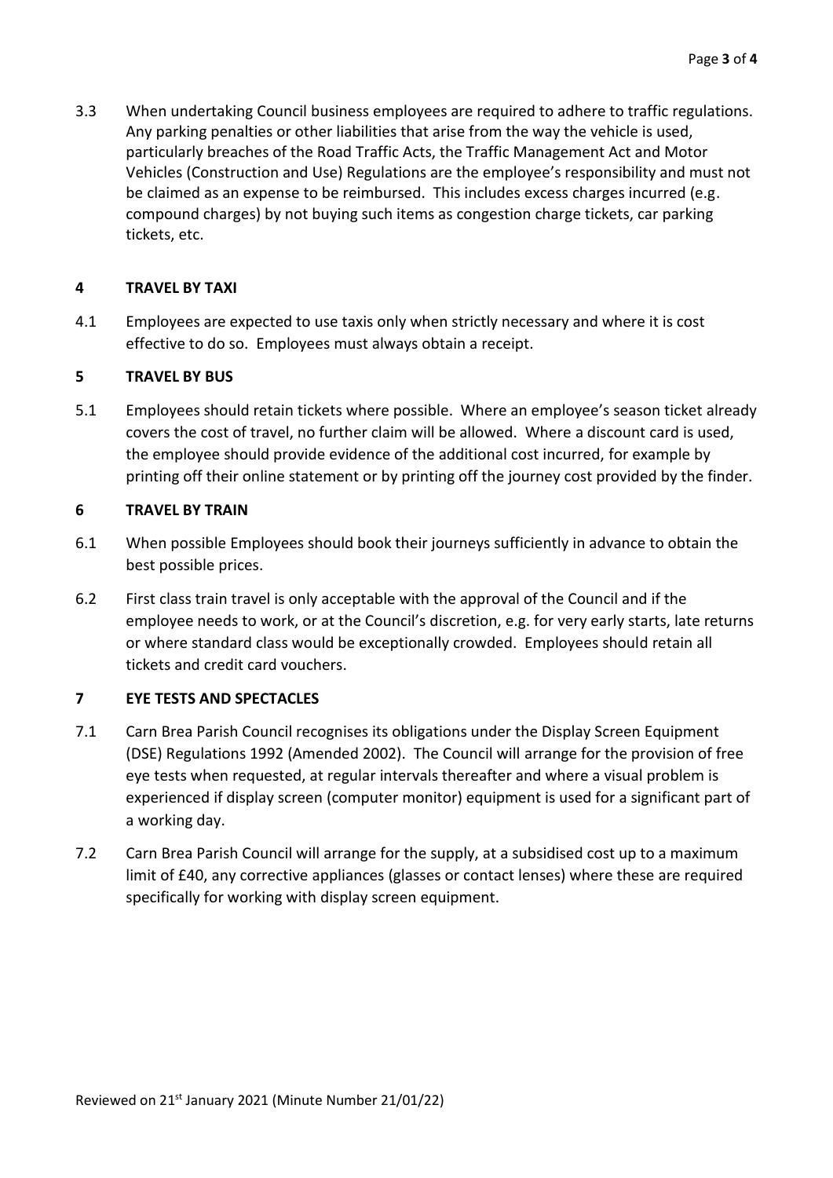3.3 When undertaking Council business employees are required to adhere to traffic regulations. Any parking penalties or other liabilities that arise from the way the vehicle is used, particularly breaches of the Road Traffic Acts, the Traffic Management Act and Motor Vehicles (Construction and Use) Regulations are the employee's responsibility and must not be claimed as an expense to be reimbursed. This includes excess charges incurred (e.g. compound charges) by not buying such items as congestion charge tickets, car parking tickets, etc.

## 4 TRAVEL BY TAXI

4.1 Employees are expected to use taxis only when strictly necessary and where it is cost effective to do so. Employees must always obtain a receipt.

## 5 TRAVEL BY BUS

5.1 Employees should retain tickets where possible. Where an employee's season ticket already covers the cost of travel, no further claim will be allowed. Where a discount card is used, the employee should provide evidence of the additional cost incurred, for example by printing off their online statement or by printing off the journey cost provided by the finder.

## 6 TRAVEL BY TRAIN

6.1 When possible Employees should book their journeys sufficiently in advance to obtain the best possible prices.

6.2 First class train travel is only acceptable with the approval of the Council and if the employee needs to work, or at the Council's discretion, e.g. for very early starts, late returns or where standard class would be exceptionally crowded. Employees should retain all tickets and credit card vouchers.

## 7 EYE TESTS AND SPECTACLES

7.1 Carn Brea Parish Council recognises its obligations under the Display Screen Equipment (DSE) Regulations 1992 (Amended 2002). The Council will arrange for the provision of free eye tests when requested, at regular intervals thereafter and where a visual problem is experienced if display screen (computer monitor) equipment is used for a significant part of a working day.

7.2 Carn Brea Parish Council will arrange for the supply, at a subsidised cost up to a maximum limit of £40, any corrective appliances (glasses or contact lenses) where these are required specifically for working with display screen equipment.

Reviewed on 21st January 2021 (Minute Number 21/01/22)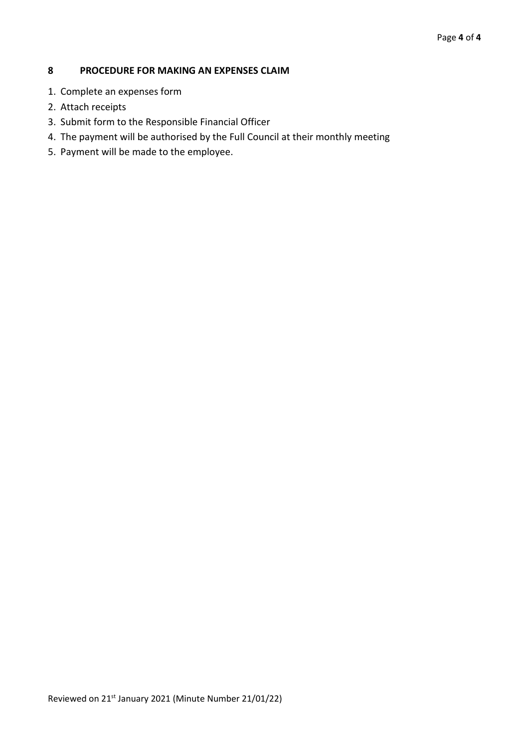## 8 PROCEDURE FOR MAKING AN EXPENSES CLAIM

1. Complete an expenses form
2. Attach receipts
3. Submit form to the Responsible Financial Officer
4. The payment will be authorised by the Full Council at their monthly meeting
5. Payment will be made to the employee.

Reviewed on 21st January 2021 (Minute Number 21/01/22)